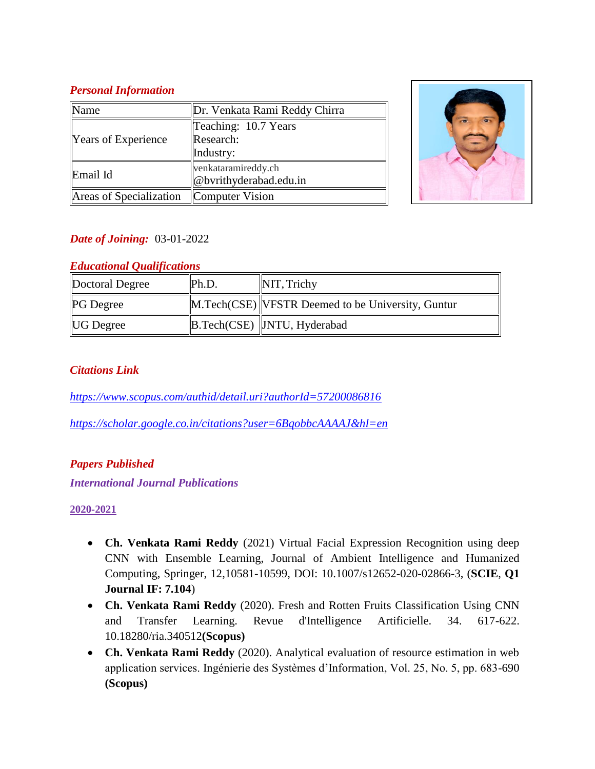### *Personal Information*

| Name | Dr. Venkata Rami Reddy Chirra |
|---|---|
| Years of Experience | Teaching: 10.7 Years<br>Research:<br>Industry: |
| Email Id | venkataramireddy.ch<br>@bvrithyderabad.edu.in |
| Areas of Specialization | Computer Vision |

***Date of Joining:*** 03-01-2022

### *Educational Qualifications*

| Doctoral Degree | Ph.D. | NIT, Trichy |
|---|---|---|
| PG Degree | M.Tech(CSE) | VFSTR Deemed to be University, Guntur |
| UG Degree | B.Tech(CSE) | JNTU, Hyderabad |

### *Citations Link*

*https://www.scopus.com/authid/detail.uri?authorId=57200086816*

*https://scholar.google.co.in/citations?user=6BqobbcAAAAJ&hl=en*

### *Papers Published*

#### *International Journal Publications*

**2020-2021**

- **Ch. Venkata Rami Reddy** (2021) Virtual Facial Expression Recognition using deep CNN with Ensemble Learning, Journal of Ambient Intelligence and Humanized Computing, Springer, 12,10581-10599, DOI: 10.1007/s12652-020-02866-3, (**SCIE**, **Q1 Journal IF: 7.104**)
- **Ch. Venkata Rami Reddy** (2020). Fresh and Rotten Fruits Classification Using CNN and Transfer Learning. Revue d'Intelligence Artificielle. 34. 617-622. 10.18280/ria.340512**(Scopus)**
- **Ch. Venkata Rami Reddy** (2020). Analytical evaluation of resource estimation in web application services. Ingénierie des Systèmes d'Information, Vol. 25, No. 5, pp. 683-690 **(Scopus)**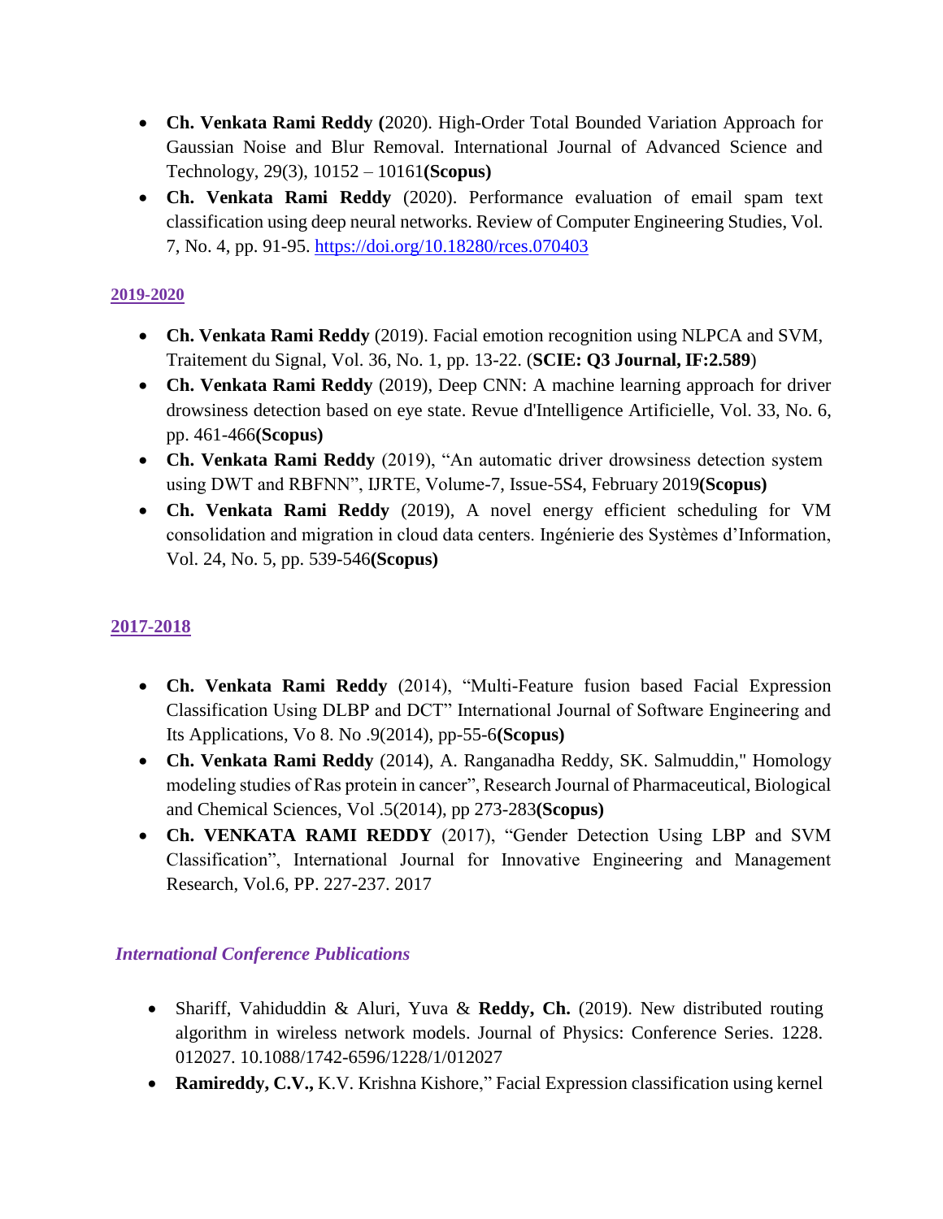- **Ch. Venkata Rami Reddy (**2020). High-Order Total Bounded Variation Approach for Gaussian Noise and Blur Removal. International Journal of Advanced Science and Technology, 29(3), 10152 – 10161**(Scopus)**
- **Ch. Venkata Rami Reddy** (2020). Performance evaluation of email spam text classification using deep neural networks. Review of Computer Engineering Studies, Vol. 7, No. 4, pp. 91-95. [https://doi.org/10.18280/rces.070403](https://doi.org/10.18280/rces.070403)

**2019-2020**

- **Ch. Venkata Rami Reddy** (2019). Facial emotion recognition using NLPCA and SVM, Traitement du Signal, Vol. 36, No. 1, pp. 13-22. (**SCIE: Q3 Journal, IF:2.589**)
- **Ch. Venkata Rami Reddy** (2019), Deep CNN: A machine learning approach for driver drowsiness detection based on eye state. Revue d'Intelligence Artificielle, Vol. 33, No. 6, pp. 461-466**(Scopus)**
- **Ch. Venkata Rami Reddy** (2019), "An automatic driver drowsiness detection system using DWT and RBFNN", IJRTE, Volume-7, Issue-5S4, February 2019**(Scopus)**
- **Ch. Venkata Rami Reddy** (2019), A novel energy efficient scheduling for VM consolidation and migration in cloud data centers. Ingénierie des Systèmes d'Information, Vol. 24, No. 5, pp. 539-546**(Scopus)**

**2017-2018**

- **Ch. Venkata Rami Reddy** (2014), "Multi-Feature fusion based Facial Expression Classification Using DLBP and DCT" International Journal of Software Engineering and Its Applications, Vo 8. No .9(2014), pp-55-6**(Scopus)**
- **Ch. Venkata Rami Reddy** (2014), A. Ranganadha Reddy, SK. Salmuddin," Homology modeling studies of Ras protein in cancer", Research Journal of Pharmaceutical, Biological and Chemical Sciences, Vol .5(2014), pp 273-283**(Scopus)**
- **Ch. VENKATA RAMI REDDY** (2017), "Gender Detection Using LBP and SVM Classification", International Journal for Innovative Engineering and Management Research, Vol.6, PP. 227-237. 2017

***International Conference Publications***

- Shariff, Vahiduddin & Aluri, Yuva & **Reddy, Ch.** (2019). New distributed routing algorithm in wireless network models. Journal of Physics: Conference Series. 1228. 012027. 10.1088/1742-6596/1228/1/012027
- **Ramireddy, C.V.,** K.V. Krishna Kishore," Facial Expression classification using kernel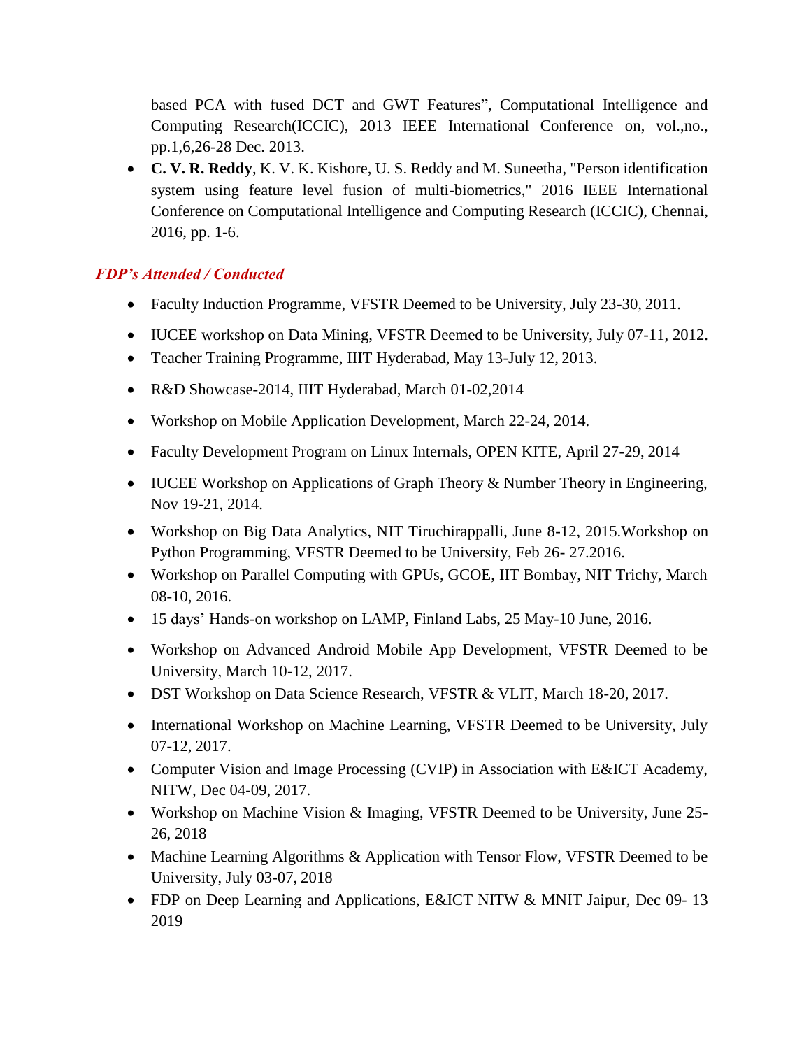based PCA with fused DCT and GWT Features", Computational Intelligence and Computing Research(ICCIC), 2013 IEEE International Conference on, vol.,no., pp.1,6,26-28 Dec. 2013.

- **C. V. R. Reddy**, K. V. K. Kishore, U. S. Reddy and M. Suneetha, "Person identification system using feature level fusion of multi-biometrics," 2016 IEEE International Conference on Computational Intelligence and Computing Research (ICCIC), Chennai, 2016, pp. 1-6.

### *FDP's Attended / Conducted*

- Faculty Induction Programme, VFSTR Deemed to be University, July 23-30, 2011.
- IUCEE workshop on Data Mining, VFSTR Deemed to be University, July 07-11, 2012.
- Teacher Training Programme, IIIT Hyderabad, May 13-July 12, 2013.
- R&D Showcase-2014, IIIT Hyderabad, March 01-02,2014
- Workshop on Mobile Application Development, March 22-24, 2014.
- Faculty Development Program on Linux Internals, OPEN KITE, April 27-29, 2014
- IUCEE Workshop on Applications of Graph Theory & Number Theory in Engineering, Nov 19-21, 2014.
- Workshop on Big Data Analytics, NIT Tiruchirappalli, June 8-12, 2015.Workshop on Python Programming, VFSTR Deemed to be University, Feb 26- 27.2016.
- Workshop on Parallel Computing with GPUs, GCOE, IIT Bombay, NIT Trichy, March 08-10, 2016.
- 15 days' Hands-on workshop on LAMP, Finland Labs, 25 May-10 June, 2016.
- Workshop on Advanced Android Mobile App Development, VFSTR Deemed to be University, March 10-12, 2017.
- DST Workshop on Data Science Research, VFSTR & VLIT, March 18-20, 2017.
- International Workshop on Machine Learning, VFSTR Deemed to be University, July 07-12, 2017.
- Computer Vision and Image Processing (CVIP) in Association with E&ICT Academy, NITW, Dec 04-09, 2017.
- Workshop on Machine Vision & Imaging, VFSTR Deemed to be University, June 25-26, 2018
- Machine Learning Algorithms & Application with Tensor Flow, VFSTR Deemed to be University, July 03-07, 2018
- FDP on Deep Learning and Applications, E&ICT NITW & MNIT Jaipur, Dec 09- 13 2019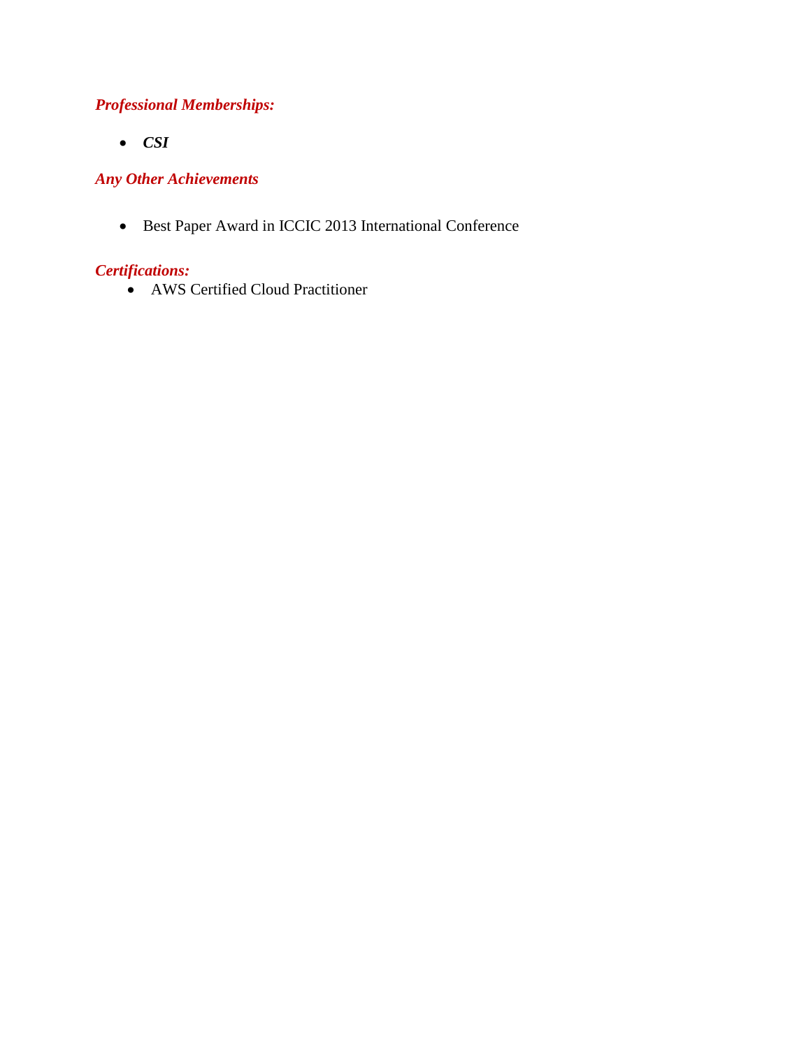***Professional Memberships:***

- ***CSI***

***Any Other Achievements***

- Best Paper Award in ICCIC 2013 International Conference

***Certifications:***

- AWS Certified Cloud Practitioner